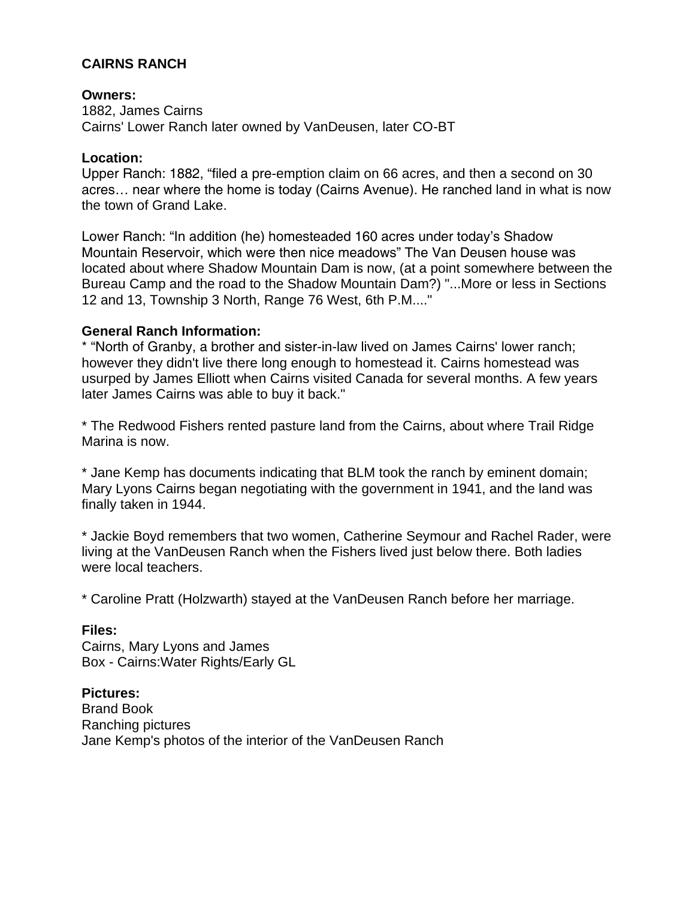# CAIRNS RANCH

**Owners:**
1882, James Cairns
Cairns' Lower Ranch later owned by VanDeusen, later CO-BT

**Location:**
Upper Ranch: 1882, "filed a pre-emption claim on 66 acres, and then a second on 30 acres… near where the home is today (Cairns Avenue). He ranched land in what is now the town of Grand Lake.

Lower Ranch: "In addition (he) homesteaded 160 acres under today's Shadow Mountain Reservoir, which were then nice meadows" The Van Deusen house was located about where Shadow Mountain Dam is now, (at a point somewhere between the Bureau Camp and the road to the Shadow Mountain Dam?) "...More or less in Sections 12 and 13, Township 3 North, Range 76 West, 6th P.M...."

**General Ranch Information:**
* "North of Granby, a brother and sister-in-law lived on James Cairns' lower ranch; however they didn't live there long enough to homestead it. Cairns homestead was usurped by James Elliott when Cairns visited Canada for several months. A few years later James Cairns was able to buy it back."

* The Redwood Fishers rented pasture land from the Cairns, about where Trail Ridge Marina is now.

* Jane Kemp has documents indicating that BLM took the ranch by eminent domain; Mary Lyons Cairns began negotiating with the government in 1941, and the land was finally taken in 1944.

* Jackie Boyd remembers that two women, Catherine Seymour and Rachel Rader, were living at the VanDeusen Ranch when the Fishers lived just below there. Both ladies were local teachers.

* Caroline Pratt (Holzwarth) stayed at the VanDeusen Ranch before her marriage.

**Files:**
Cairns, Mary Lyons and James
Box - Cairns:Water Rights/Early GL

**Pictures:**
Brand Book
Ranching pictures
Jane Kemp's photos of the interior of the VanDeusen Ranch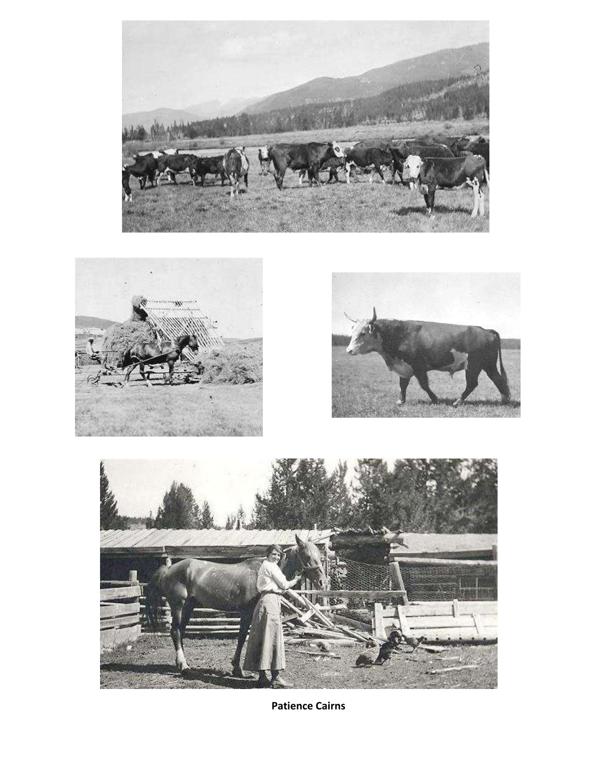**Patience Cairns**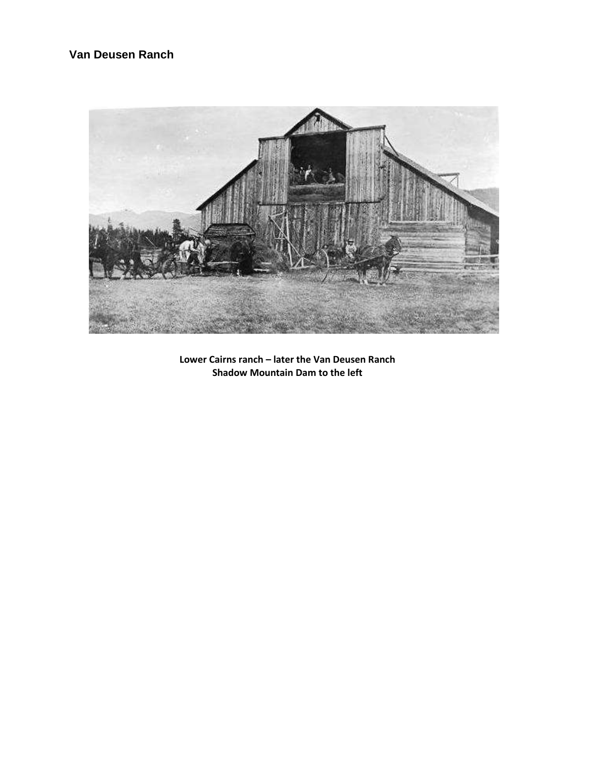## Van Deusen Ranch

**Lower Cairns ranch – later the Van Deusen Ranch**
**Shadow Mountain Dam to the left**